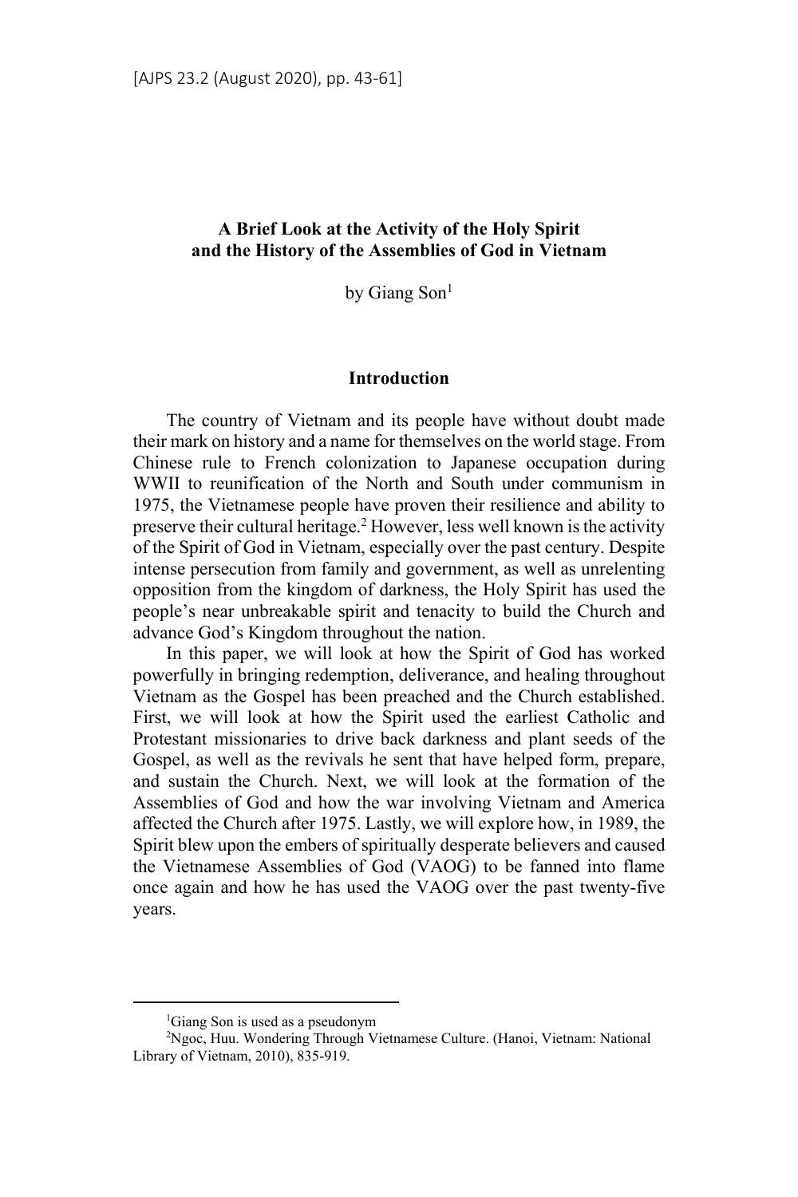# A Brief Look at the Activity of the Holy Spirit and the History of the Assemblies of God in Vietnam

by Giang Son[1]

## Introduction

The country of Vietnam and its people have without doubt made their mark on history and a name for themselves on the world stage. From Chinese rule to French colonization to Japanese occupation during WWII to reunification of the North and South under communism in 1975, the Vietnamese people have proven their resilience and ability to preserve their cultural heritage.[2] However, less well known is the activity of the Spirit of God in Vietnam, especially over the past century. Despite intense persecution from family and government, as well as unrelenting opposition from the kingdom of darkness, the Holy Spirit has used the people's near unbreakable spirit and tenacity to build the Church and advance God's Kingdom throughout the nation.

In this paper, we will look at how the Spirit of God has worked powerfully in bringing redemption, deliverance, and healing throughout Vietnam as the Gospel has been preached and the Church established. First, we will look at how the Spirit used the earliest Catholic and Protestant missionaries to drive back darkness and plant seeds of the Gospel, as well as the revivals he sent that have helped form, prepare, and sustain the Church. Next, we will look at the formation of the Assemblies of God and how the war involving Vietnam and America affected the Church after 1975. Lastly, we will explore how, in 1989, the Spirit blew upon the embers of spiritually desperate believers and caused the Vietnamese Assemblies of God (VAOG) to be fanned into flame once again and how he has used the VAOG over the past twenty-five years.

---

[1] Giang Son is used as a pseudonym

[2] Ngoc, Huu. Wondering Through Vietnamese Culture. (Hanoi, Vietnam: National Library of Vietnam, 2010), 835-919.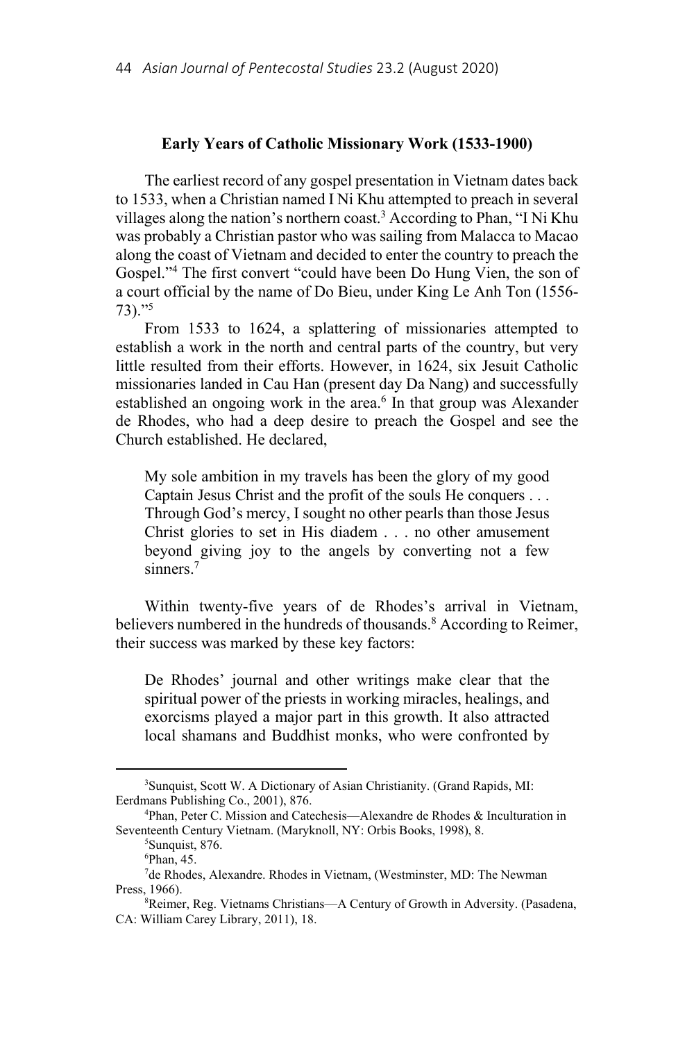**Early Years of Catholic Missionary Work (1533-1900)**

The earliest record of any gospel presentation in Vietnam dates back to 1533, when a Christian named I Ni Khu attempted to preach in several villages along the nation's northern coast.[3] According to Phan, "I Ni Khu was probably a Christian pastor who was sailing from Malacca to Macao along the coast of Vietnam and decided to enter the country to preach the Gospel."[4] The first convert "could have been Do Hung Vien, the son of a court official by the name of Do Bieu, under King Le Anh Ton (1556-73)."[5]

From 1533 to 1624, a splattering of missionaries attempted to establish a work in the north and central parts of the country, but very little resulted from their efforts. However, in 1624, six Jesuit Catholic missionaries landed in Cau Han (present day Da Nang) and successfully established an ongoing work in the area.[6] In that group was Alexander de Rhodes, who had a deep desire to preach the Gospel and see the Church established. He declared,

> My sole ambition in my travels has been the glory of my good Captain Jesus Christ and the profit of the souls He conquers . . . Through God's mercy, I sought no other pearls than those Jesus Christ glories to set in His diadem . . . no other amusement beyond giving joy to the angels by converting not a few sinners.[7]

Within twenty-five years of de Rhodes's arrival in Vietnam, believers numbered in the hundreds of thousands.[8] According to Reimer, their success was marked by these key factors:

> De Rhodes' journal and other writings make clear that the spiritual power of the priests in working miracles, healings, and exorcisms played a major part in this growth. It also attracted local shamans and Buddhist monks, who were confronted by

---

[3] Sunquist, Scott W. A Dictionary of Asian Christianity. (Grand Rapids, MI: Eerdmans Publishing Co., 2001), 876.

[4] Phan, Peter C. Mission and Catechesis—Alexandre de Rhodes & Inculturation in Seventeenth Century Vietnam. (Maryknoll, NY: Orbis Books, 1998), 8.

[5] Sunquist, 876.

[6] Phan, 45.

[7] de Rhodes, Alexandre. Rhodes in Vietnam, (Westminster, MD: The Newman Press, 1966).

[8] Reimer, Reg. Vietnams Christians—A Century of Growth in Adversity. (Pasadena, CA: William Carey Library, 2011), 18.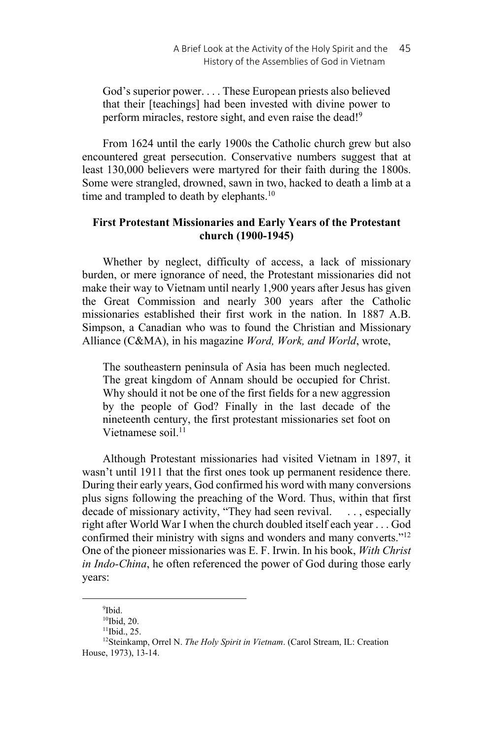> God's superior power. . . . These European priests also believed that their [teachings] had been invested with divine power to perform miracles, restore sight, and even raise the dead![9]

From 1624 until the early 1900s the Catholic church grew but also encountered great persecution. Conservative numbers suggest that at least 130,000 believers were martyred for their faith during the 1800s. Some were strangled, drowned, sawn in two, hacked to death a limb at a time and trampled to death by elephants.[10]

### First Protestant Missionaries and Early Years of the Protestant church (1900-1945)

Whether by neglect, difficulty of access, a lack of missionary burden, or mere ignorance of need, the Protestant missionaries did not make their way to Vietnam until nearly 1,900 years after Jesus has given the Great Commission and nearly 300 years after the Catholic missionaries established their first work in the nation. In 1887 A.B. Simpson, a Canadian who was to found the Christian and Missionary Alliance (C&MA), in his magazine *Word, Work, and World*, wrote,

> The southeastern peninsula of Asia has been much neglected. The great kingdom of Annam should be occupied for Christ. Why should it not be one of the first fields for a new aggression by the people of God? Finally in the last decade of the nineteenth century, the first protestant missionaries set foot on Vietnamese soil.[11]

Although Protestant missionaries had visited Vietnam in 1897, it wasn't until 1911 that the first ones took up permanent residence there. During their early years, God confirmed his word with many conversions plus signs following the preaching of the Word. Thus, within that first decade of missionary activity, "They had seen revival. . . , especially right after World War I when the church doubled itself each year . . . God confirmed their ministry with signs and wonders and many converts."[12] One of the pioneer missionaries was E. F. Irwin. In his book, *With Christ in Indo-China*, he often referenced the power of God during those early years:

---

[9]Ibid.

[10]Ibid, 20.

[11]Ibid., 25.

[12]Steinkamp, Orrel N. *The Holy Spirit in Vietnam*. (Carol Stream, IL: Creation House, 1973), 13-14.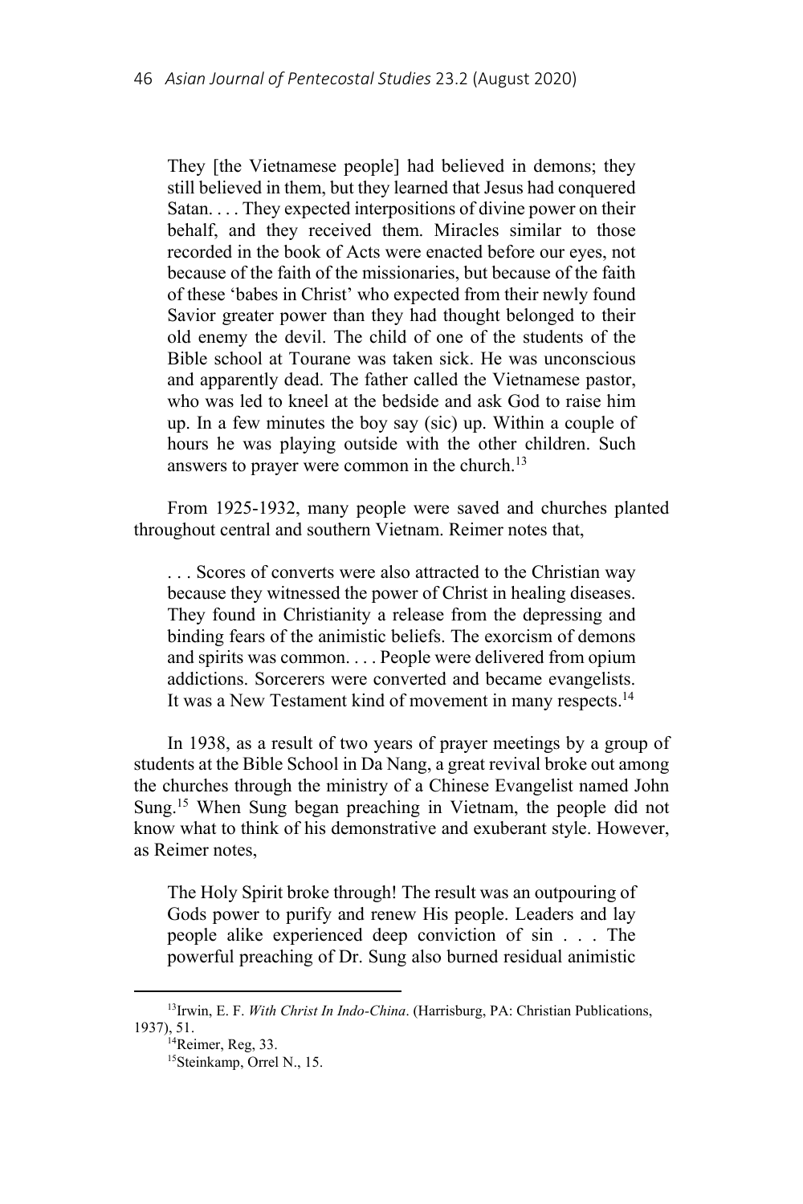> They [the Vietnamese people] had believed in demons; they still believed in them, but they learned that Jesus had conquered Satan. . . . They expected interpositions of divine power on their behalf, and they received them. Miracles similar to those recorded in the book of Acts were enacted before our eyes, not because of the faith of the missionaries, but because of the faith of these 'babes in Christ' who expected from their newly found Savior greater power than they had thought belonged to their old enemy the devil. The child of one of the students of the Bible school at Tourane was taken sick. He was unconscious and apparently dead. The father called the Vietnamese pastor, who was led to kneel at the bedside and ask God to raise him up. In a few minutes the boy say (sic) up. Within a couple of hours he was playing outside with the other children. Such answers to prayer were common in the church.[13]

From 1925-1932, many people were saved and churches planted throughout central and southern Vietnam. Reimer notes that,

> . . . Scores of converts were also attracted to the Christian way because they witnessed the power of Christ in healing diseases. They found in Christianity a release from the depressing and binding fears of the animistic beliefs. The exorcism of demons and spirits was common. . . . People were delivered from opium addictions. Sorcerers were converted and became evangelists. It was a New Testament kind of movement in many respects.[14]

In 1938, as a result of two years of prayer meetings by a group of students at the Bible School in Da Nang, a great revival broke out among the churches through the ministry of a Chinese Evangelist named John Sung.[15] When Sung began preaching in Vietnam, the people did not know what to think of his demonstrative and exuberant style. However, as Reimer notes,

> The Holy Spirit broke through! The result was an outpouring of Gods power to purify and renew His people. Leaders and lay people alike experienced deep conviction of sin . . . The powerful preaching of Dr. Sung also burned residual animistic

---

[13] Irwin, E. F. *With Christ In Indo-China*. (Harrisburg, PA: Christian Publications, 1937), 51.

[14] Reimer, Reg, 33.

[15] Steinkamp, Orrel N., 15.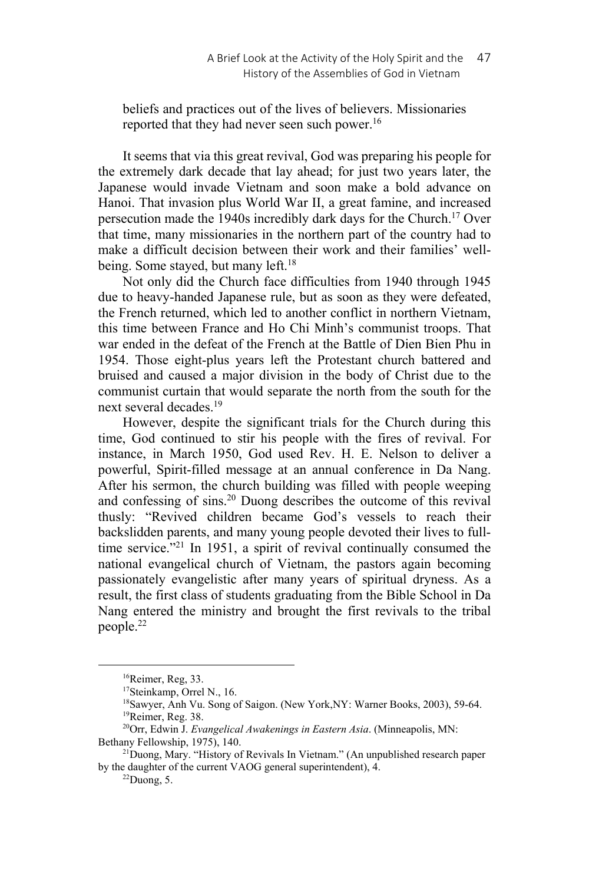beliefs and practices out of the lives of believers. Missionaries reported that they had never seen such power.[16]

It seems that via this great revival, God was preparing his people for the extremely dark decade that lay ahead; for just two years later, the Japanese would invade Vietnam and soon make a bold advance on Hanoi. That invasion plus World War II, a great famine, and increased persecution made the 1940s incredibly dark days for the Church.[17] Over that time, many missionaries in the northern part of the country had to make a difficult decision between their work and their families' well-being. Some stayed, but many left.[18]

Not only did the Church face difficulties from 1940 through 1945 due to heavy-handed Japanese rule, but as soon as they were defeated, the French returned, which led to another conflict in northern Vietnam, this time between France and Ho Chi Minh's communist troops. That war ended in the defeat of the French at the Battle of Dien Bien Phu in 1954. Those eight-plus years left the Protestant church battered and bruised and caused a major division in the body of Christ due to the communist curtain that would separate the north from the south for the next several decades.[19]

However, despite the significant trials for the Church during this time, God continued to stir his people with the fires of revival. For instance, in March 1950, God used Rev. H. E. Nelson to deliver a powerful, Spirit-filled message at an annual conference in Da Nang. After his sermon, the church building was filled with people weeping and confessing of sins.[20] Duong describes the outcome of this revival thusly: "Revived children became God's vessels to reach their backslidden parents, and many young people devoted their lives to full-time service."[21] In 1951, a spirit of revival continually consumed the national evangelical church of Vietnam, the pastors again becoming passionately evangelistic after many years of spiritual dryness. As a result, the first class of students graduating from the Bible School in Da Nang entered the ministry and brought the first revivals to the tribal people.[22]

---

[16]Reimer, Reg, 33.

[17]Steinkamp, Orrel N., 16.

[18]Sawyer, Anh Vu. Song of Saigon. (New York,NY: Warner Books, 2003), 59-64.

[19]Reimer, Reg. 38.

[20]Orr, Edwin J. *Evangelical Awakenings in Eastern Asia*. (Minneapolis, MN: Bethany Fellowship, 1975), 140.

[21]Duong, Mary. "History of Revivals In Vietnam." (An unpublished research paper by the daughter of the current VAOG general superintendent), 4.

[22]Duong, 5.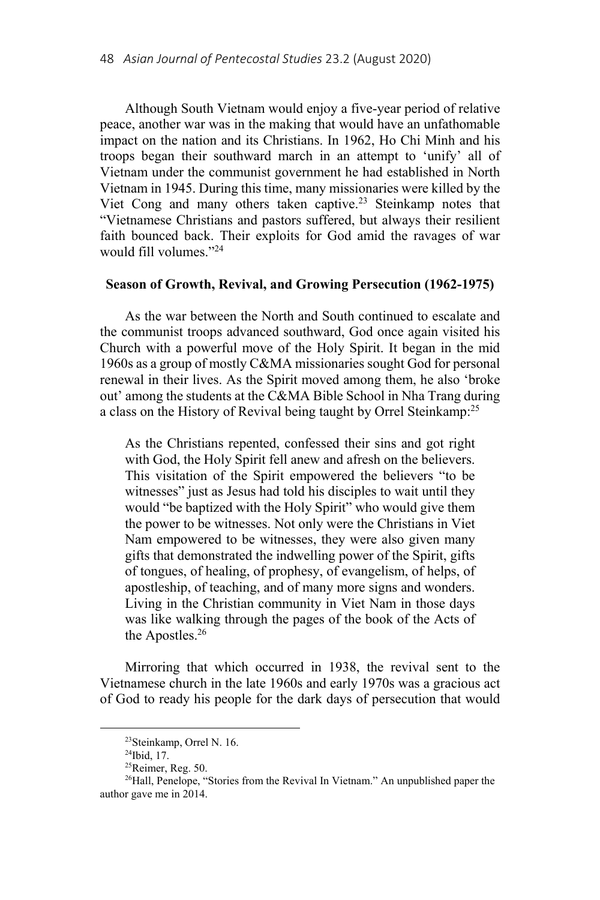Although South Vietnam would enjoy a five-year period of relative peace, another war was in the making that would have an unfathomable impact on the nation and its Christians. In 1962, Ho Chi Minh and his troops began their southward march in an attempt to 'unify' all of Vietnam under the communist government he had established in North Vietnam in 1945. During this time, many missionaries were killed by the Viet Cong and many others taken captive.[23] Steinkamp notes that "Vietnamese Christians and pastors suffered, but always their resilient faith bounced back. Their exploits for God amid the ravages of war would fill volumes."[24]

### Season of Growth, Revival, and Growing Persecution (1962-1975)

As the war between the North and South continued to escalate and the communist troops advanced southward, God once again visited his Church with a powerful move of the Holy Spirit. It began in the mid 1960s as a group of mostly C&MA missionaries sought God for personal renewal in their lives. As the Spirit moved among them, he also 'broke out' among the students at the C&MA Bible School in Nha Trang during a class on the History of Revival being taught by Orrel Steinkamp:[25]

> As the Christians repented, confessed their sins and got right with God, the Holy Spirit fell anew and afresh on the believers. This visitation of the Spirit empowered the believers "to be witnesses" just as Jesus had told his disciples to wait until they would "be baptized with the Holy Spirit" who would give them the power to be witnesses. Not only were the Christians in Viet Nam empowered to be witnesses, they were also given many gifts that demonstrated the indwelling power of the Spirit, gifts of tongues, of healing, of prophesy, of evangelism, of helps, of apostleship, of teaching, and of many more signs and wonders. Living in the Christian community in Viet Nam in those days was like walking through the pages of the book of the Acts of the Apostles.[26]

Mirroring that which occurred in 1938, the revival sent to the Vietnamese church in the late 1960s and early 1970s was a gracious act of God to ready his people for the dark days of persecution that would

---

[23] Steinkamp, Orrel N. 16.

[24] Ibid, 17.

[25] Reimer, Reg. 50.

[26] Hall, Penelope, "Stories from the Revival In Vietnam." An unpublished paper the author gave me in 2014.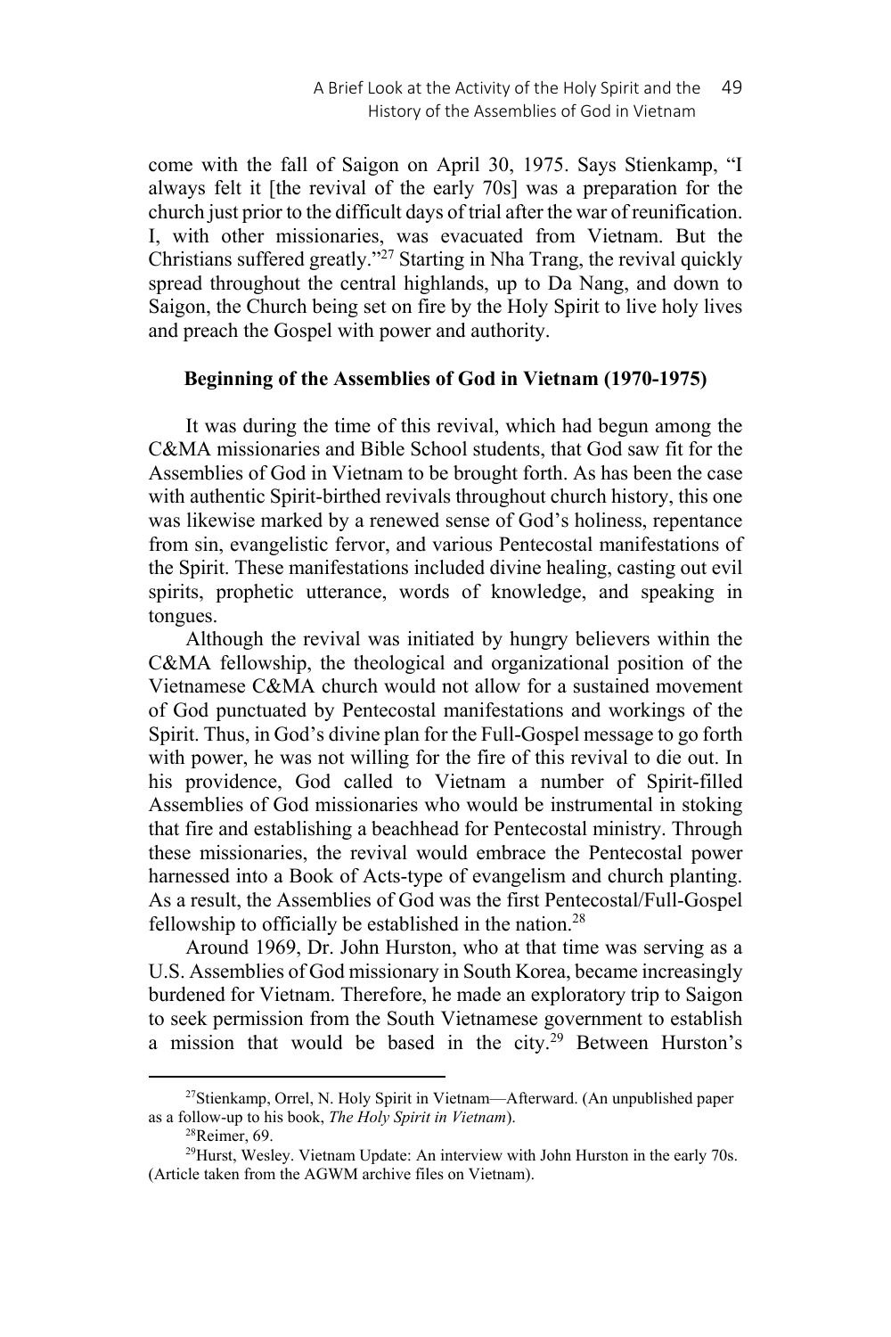come with the fall of Saigon on April 30, 1975. Says Stienkamp, "I always felt it [the revival of the early 70s] was a preparation for the church just prior to the difficult days of trial after the war of reunification. I, with other missionaries, was evacuated from Vietnam. But the Christians suffered greatly."[27] Starting in Nha Trang, the revival quickly spread throughout the central highlands, up to Da Nang, and down to Saigon, the Church being set on fire by the Holy Spirit to live holy lives and preach the Gospel with power and authority.

### Beginning of the Assemblies of God in Vietnam (1970-1975)

It was during the time of this revival, which had begun among the C&MA missionaries and Bible School students, that God saw fit for the Assemblies of God in Vietnam to be brought forth. As has been the case with authentic Spirit-birthed revivals throughout church history, this one was likewise marked by a renewed sense of God's holiness, repentance from sin, evangelistic fervor, and various Pentecostal manifestations of the Spirit. These manifestations included divine healing, casting out evil spirits, prophetic utterance, words of knowledge, and speaking in tongues.

Although the revival was initiated by hungry believers within the C&MA fellowship, the theological and organizational position of the Vietnamese C&MA church would not allow for a sustained movement of God punctuated by Pentecostal manifestations and workings of the Spirit. Thus, in God's divine plan for the Full-Gospel message to go forth with power, he was not willing for the fire of this revival to die out. In his providence, God called to Vietnam a number of Spirit-filled Assemblies of God missionaries who would be instrumental in stoking that fire and establishing a beachhead for Pentecostal ministry. Through these missionaries, the revival would embrace the Pentecostal power harnessed into a Book of Acts-type of evangelism and church planting. As a result, the Assemblies of God was the first Pentecostal/Full-Gospel fellowship to officially be established in the nation.[28]

Around 1969, Dr. John Hurston, who at that time was serving as a U.S. Assemblies of God missionary in South Korea, became increasingly burdened for Vietnam. Therefore, he made an exploratory trip to Saigon to seek permission from the South Vietnamese government to establish a mission that would be based in the city.[29] Between Hurston's

---

[27] Stienkamp, Orrel, N. Holy Spirit in Vietnam—Afterward. (An unpublished paper as a follow-up to his book, *The Holy Spirit in Vietnam*).

[28] Reimer, 69.

[29] Hurst, Wesley. Vietnam Update: An interview with John Hurston in the early 70s. (Article taken from the AGWM archive files on Vietnam).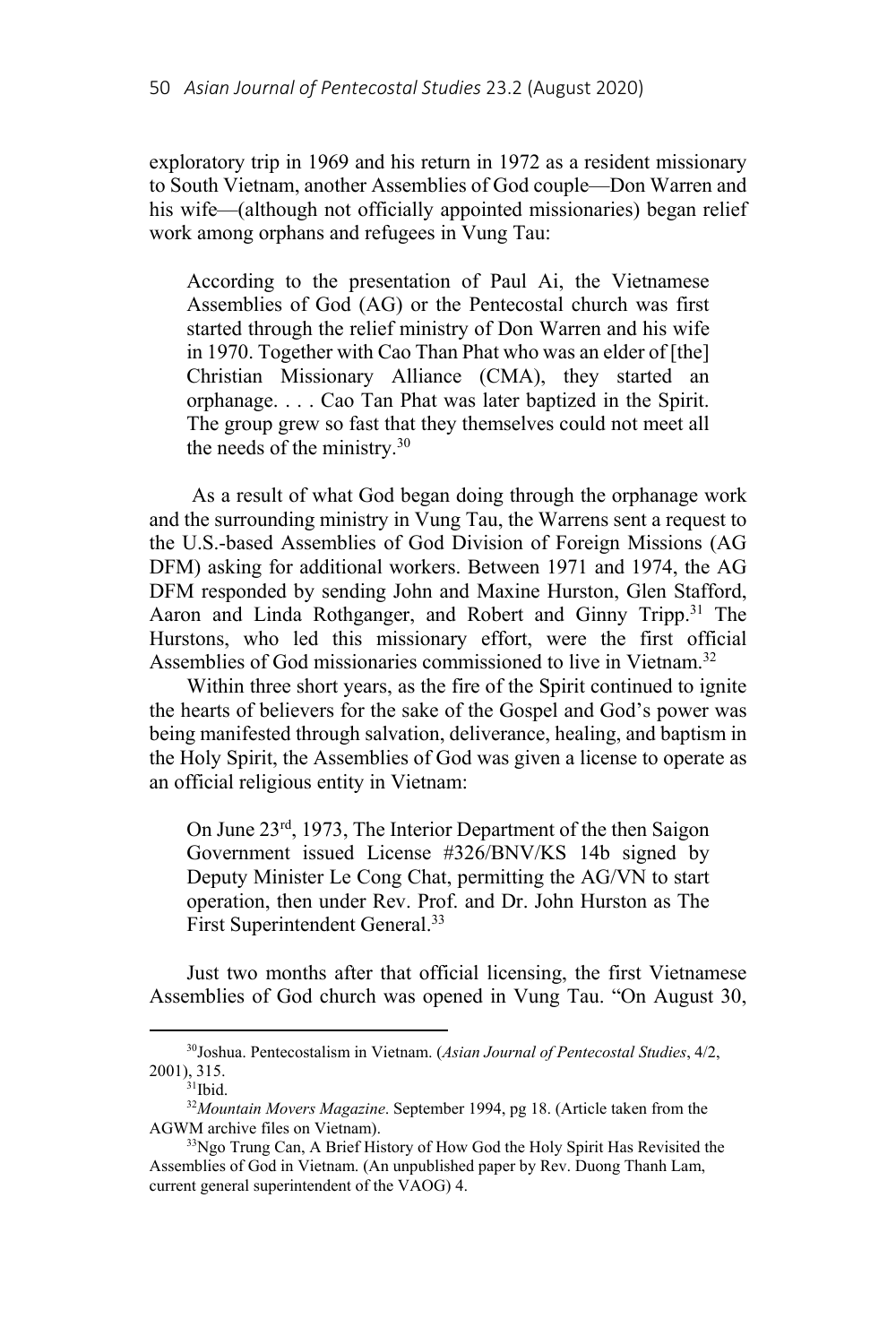exploratory trip in 1969 and his return in 1972 as a resident missionary to South Vietnam, another Assemblies of God couple—Don Warren and his wife—(although not officially appointed missionaries) began relief work among orphans and refugees in Vung Tau:

> According to the presentation of Paul Ai, the Vietnamese Assemblies of God (AG) or the Pentecostal church was first started through the relief ministry of Don Warren and his wife in 1970. Together with Cao Than Phat who was an elder of [the] Christian Missionary Alliance (CMA), they started an orphanage. . . . Cao Tan Phat was later baptized in the Spirit. The group grew so fast that they themselves could not meet all the needs of the ministry.[30]

As a result of what God began doing through the orphanage work and the surrounding ministry in Vung Tau, the Warrens sent a request to the U.S.-based Assemblies of God Division of Foreign Missions (AG DFM) asking for additional workers. Between 1971 and 1974, the AG DFM responded by sending John and Maxine Hurston, Glen Stafford, Aaron and Linda Rothganger, and Robert and Ginny Tripp.[31] The Hurstons, who led this missionary effort, were the first official Assemblies of God missionaries commissioned to live in Vietnam.[32]

Within three short years, as the fire of the Spirit continued to ignite the hearts of believers for the sake of the Gospel and God's power was being manifested through salvation, deliverance, healing, and baptism in the Holy Spirit, the Assemblies of God was given a license to operate as an official religious entity in Vietnam:

> On June 23rd, 1973, The Interior Department of the then Saigon Government issued License #326/BNV/KS 14b signed by Deputy Minister Le Cong Chat, permitting the AG/VN to start operation, then under Rev. Prof. and Dr. John Hurston as The First Superintendent General.[33]

Just two months after that official licensing, the first Vietnamese Assemblies of God church was opened in Vung Tau. "On August 30,

---

[30] Joshua. Pentecostalism in Vietnam. (*Asian Journal of Pentecostal Studies*, 4/2, 2001), 315.

[31] Ibid.

[32] *Mountain Movers Magazine*. September 1994, pg 18. (Article taken from the AGWM archive files on Vietnam).

[33] Ngo Trung Can, A Brief History of How God the Holy Spirit Has Revisited the Assemblies of God in Vietnam. (An unpublished paper by Rev. Duong Thanh Lam, current general superintendent of the VAOG) 4.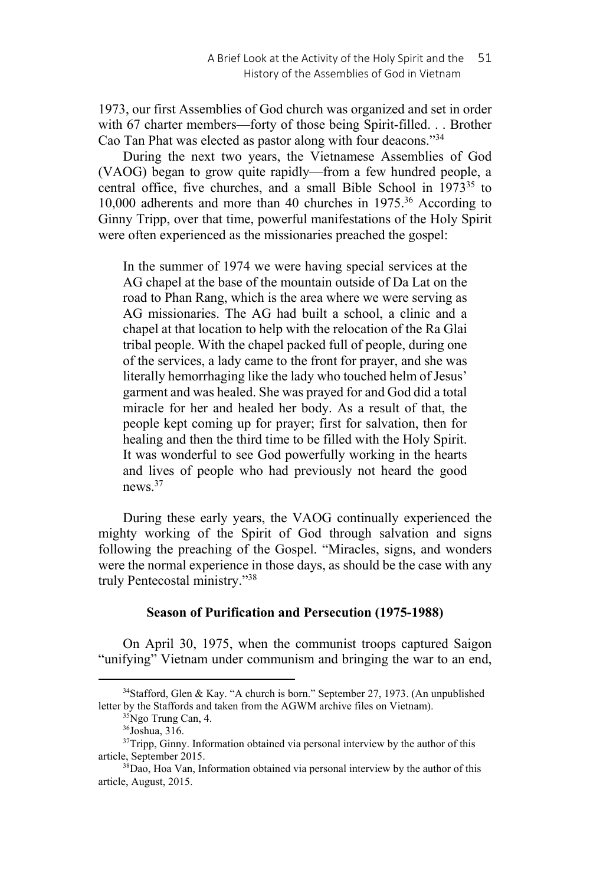1973, our first Assemblies of God church was organized and set in order with 67 charter members—forty of those being Spirit-filled. . . Brother Cao Tan Phat was elected as pastor along with four deacons."[34]

During the next two years, the Vietnamese Assemblies of God (VAOG) began to grow quite rapidly—from a few hundred people, a central office, five churches, and a small Bible School in 1973[35] to 10,000 adherents and more than 40 churches in 1975.[36] According to Ginny Tripp, over that time, powerful manifestations of the Holy Spirit were often experienced as the missionaries preached the gospel:

> In the summer of 1974 we were having special services at the AG chapel at the base of the mountain outside of Da Lat on the road to Phan Rang, which is the area where we were serving as AG missionaries. The AG had built a school, a clinic and a chapel at that location to help with the relocation of the Ra Glai tribal people. With the chapel packed full of people, during one of the services, a lady came to the front for prayer, and she was literally hemorrhaging like the lady who touched helm of Jesus' garment and was healed. She was prayed for and God did a total miracle for her and healed her body. As a result of that, the people kept coming up for prayer; first for salvation, then for healing and then the third time to be filled with the Holy Spirit. It was wonderful to see God powerfully working in the hearts and lives of people who had previously not heard the good news.[37]

During these early years, the VAOG continually experienced the mighty working of the Spirit of God through salvation and signs following the preaching of the Gospel. "Miracles, signs, and wonders were the normal experience in those days, as should be the case with any truly Pentecostal ministry."[38]

## Season of Purification and Persecution (1975-1988)

On April 30, 1975, when the communist troops captured Saigon "unifying" Vietnam under communism and bringing the war to an end,

---

[34] Stafford, Glen & Kay. "A church is born." September 27, 1973. (An unpublished letter by the Staffords and taken from the AGWM archive files on Vietnam).

[35] Ngo Trung Can, 4.

[36] Joshua, 316.

[37] Tripp, Ginny. Information obtained via personal interview by the author of this article, September 2015.

[38] Dao, Hoa Van, Information obtained via personal interview by the author of this article, August, 2015.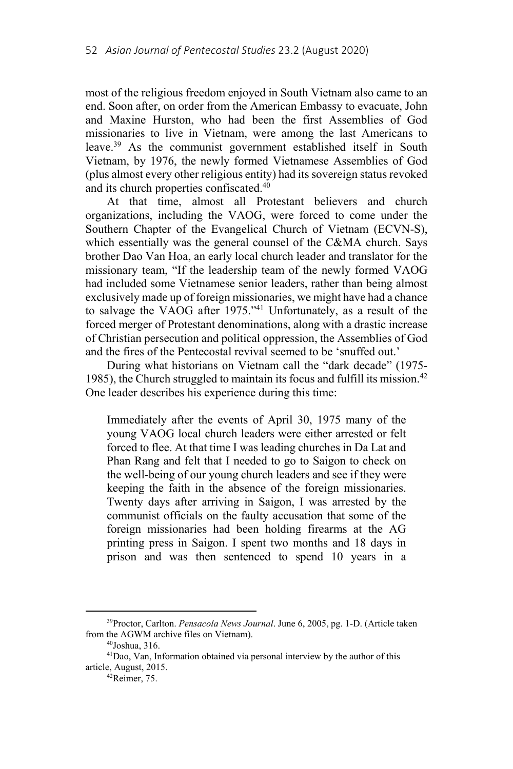most of the religious freedom enjoyed in South Vietnam also came to an end. Soon after, on order from the American Embassy to evacuate, John and Maxine Hurston, who had been the first Assemblies of God missionaries to live in Vietnam, were among the last Americans to leave.[39] As the communist government established itself in South Vietnam, by 1976, the newly formed Vietnamese Assemblies of God (plus almost every other religious entity) had its sovereign status revoked and its church properties confiscated.[40]

At that time, almost all Protestant believers and church organizations, including the VAOG, were forced to come under the Southern Chapter of the Evangelical Church of Vietnam (ECVN-S), which essentially was the general counsel of the C&MA church. Says brother Dao Van Hoa, an early local church leader and translator for the missionary team, "If the leadership team of the newly formed VAOG had included some Vietnamese senior leaders, rather than being almost exclusively made up of foreign missionaries, we might have had a chance to salvage the VAOG after 1975."[41] Unfortunately, as a result of the forced merger of Protestant denominations, along with a drastic increase of Christian persecution and political oppression, the Assemblies of God and the fires of the Pentecostal revival seemed to be 'snuffed out.'

During what historians on Vietnam call the "dark decade" (1975-1985), the Church struggled to maintain its focus and fulfill its mission.[42] One leader describes his experience during this time:

> Immediately after the events of April 30, 1975 many of the young VAOG local church leaders were either arrested or felt forced to flee. At that time I was leading churches in Da Lat and Phan Rang and felt that I needed to go to Saigon to check on the well-being of our young church leaders and see if they were keeping the faith in the absence of the foreign missionaries. Twenty days after arriving in Saigon, I was arrested by the communist officials on the faulty accusation that some of the foreign missionaries had been holding firearms at the AG printing press in Saigon. I spent two months and 18 days in prison and was then sentenced to spend 10 years in a

---

[39] Proctor, Carlton. *Pensacola News Journal*. June 6, 2005, pg. 1-D. (Article taken from the AGWM archive files on Vietnam).

[40] Joshua, 316.

[41] Dao, Van, Information obtained via personal interview by the author of this article, August, 2015.

[42] Reimer, 75.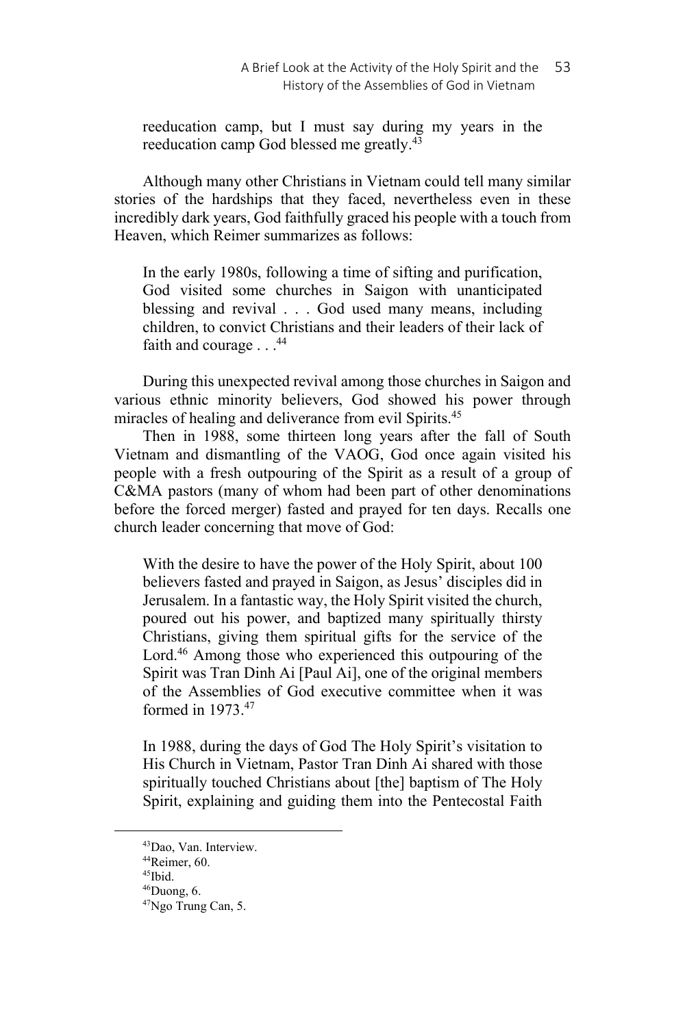> reeducation camp, but I must say during my years in the reeducation camp God blessed me greatly.[43]

Although many other Christians in Vietnam could tell many similar stories of the hardships that they faced, nevertheless even in these incredibly dark years, God faithfully graced his people with a touch from Heaven, which Reimer summarizes as follows:

> In the early 1980s, following a time of sifting and purification, God visited some churches in Saigon with unanticipated blessing and revival . . . God used many means, including children, to convict Christians and their leaders of their lack of faith and courage . . .[44]

During this unexpected revival among those churches in Saigon and various ethnic minority believers, God showed his power through miracles of healing and deliverance from evil Spirits.[45]

Then in 1988, some thirteen long years after the fall of South Vietnam and dismantling of the VAOG, God once again visited his people with a fresh outpouring of the Spirit as a result of a group of C&MA pastors (many of whom had been part of other denominations before the forced merger) fasted and prayed for ten days. Recalls one church leader concerning that move of God:

> With the desire to have the power of the Holy Spirit, about 100 believers fasted and prayed in Saigon, as Jesus' disciples did in Jerusalem. In a fantastic way, the Holy Spirit visited the church, poured out his power, and baptized many spiritually thirsty Christians, giving them spiritual gifts for the service of the Lord.[46] Among those who experienced this outpouring of the Spirit was Tran Dinh Ai [Paul Ai], one of the original members of the Assemblies of God executive committee when it was formed in 1973.[47]

> In 1988, during the days of God The Holy Spirit's visitation to His Church in Vietnam, Pastor Tran Dinh Ai shared with those spiritually touched Christians about [the] baptism of The Holy Spirit, explaining and guiding them into the Pentecostal Faith

---

[43] Dao, Van. Interview.

[44] Reimer, 60.

[45] Ibid.

[46] Duong, 6.

[47] Ngo Trung Can, 5.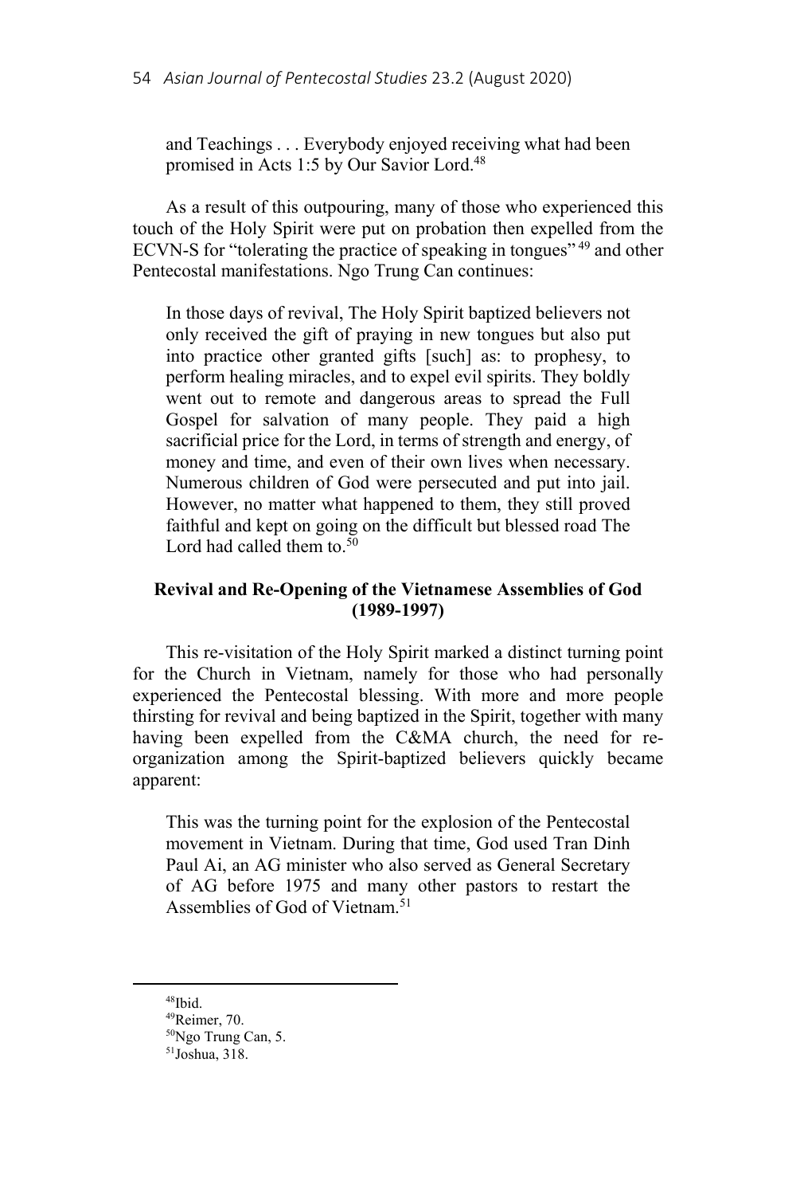> and Teachings . . . Everybody enjoyed receiving what had been promised in Acts 1:5 by Our Savior Lord.[48]

As a result of this outpouring, many of those who experienced this touch of the Holy Spirit were put on probation then expelled from the ECVN-S for "tolerating the practice of speaking in tongues"[49] and other Pentecostal manifestations. Ngo Trung Can continues:

> In those days of revival, The Holy Spirit baptized believers not only received the gift of praying in new tongues but also put into practice other granted gifts [such] as: to prophesy, to perform healing miracles, and to expel evil spirits. They boldly went out to remote and dangerous areas to spread the Full Gospel for salvation of many people. They paid a high sacrificial price for the Lord, in terms of strength and energy, of money and time, and even of their own lives when necessary. Numerous children of God were persecuted and put into jail. However, no matter what happened to them, they still proved faithful and kept on going on the difficult but blessed road The Lord had called them to.[50]

## Revival and Re-Opening of the Vietnamese Assemblies of God (1989-1997)

This re-visitation of the Holy Spirit marked a distinct turning point for the Church in Vietnam, namely for those who had personally experienced the Pentecostal blessing. With more and more people thirsting for revival and being baptized in the Spirit, together with many having been expelled from the C&MA church, the need for re-organization among the Spirit-baptized believers quickly became apparent:

> This was the turning point for the explosion of the Pentecostal movement in Vietnam. During that time, God used Tran Dinh Paul Ai, an AG minister who also served as General Secretary of AG before 1975 and many other pastors to restart the Assemblies of God of Vietnam.[51]

---

[48] Ibid.
[49] Reimer, 70.
[50] Ngo Trung Can, 5.
[51] Joshua, 318.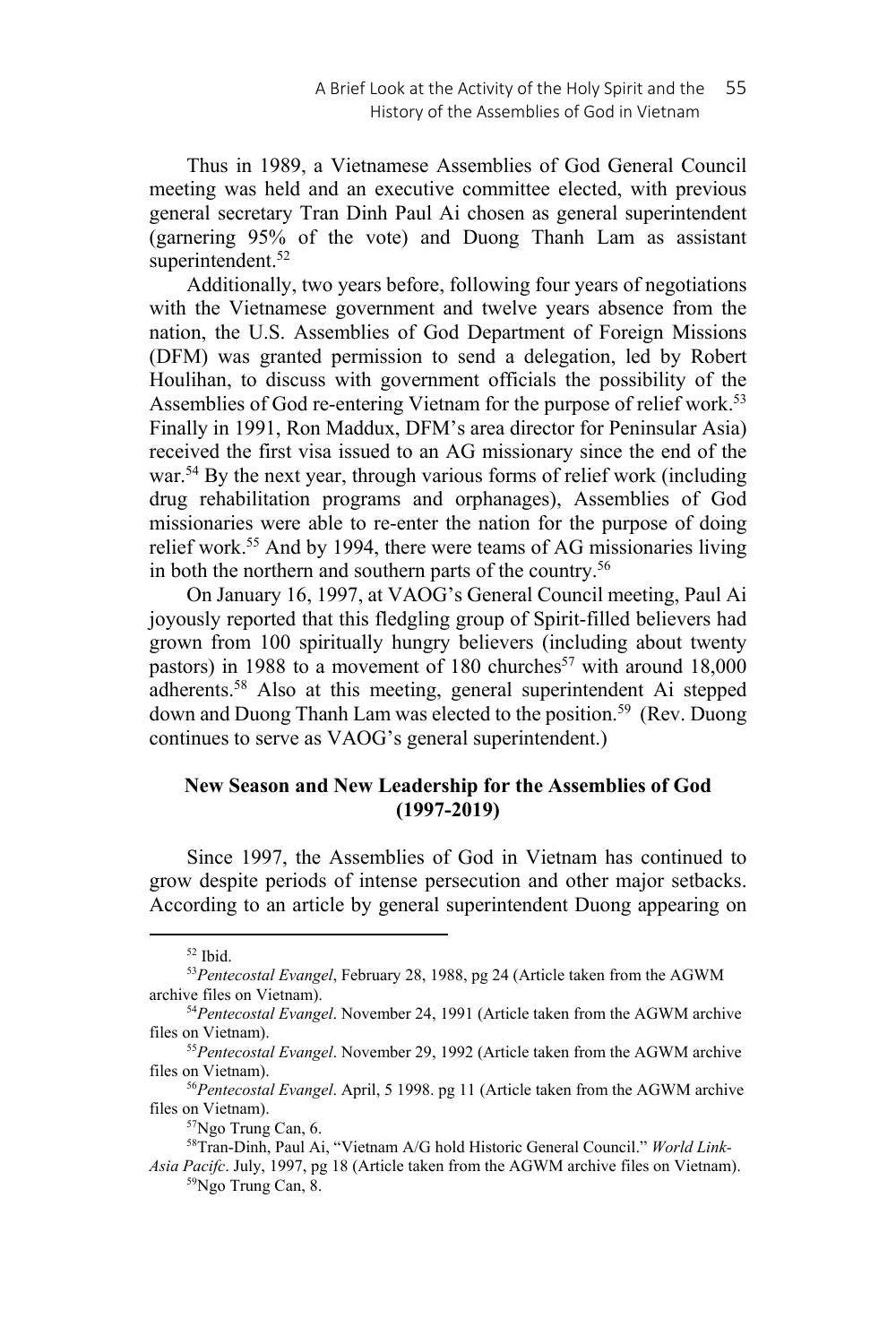Thus in 1989, a Vietnamese Assemblies of God General Council meeting was held and an executive committee elected, with previous general secretary Tran Dinh Paul Ai chosen as general superintendent (garnering 95% of the vote) and Duong Thanh Lam as assistant superintendent.[52]

Additionally, two years before, following four years of negotiations with the Vietnamese government and twelve years absence from the nation, the U.S. Assemblies of God Department of Foreign Missions (DFM) was granted permission to send a delegation, led by Robert Houlihan, to discuss with government officials the possibility of the Assemblies of God re-entering Vietnam for the purpose of relief work.[53] Finally in 1991, Ron Maddux, DFM's area director for Peninsular Asia) received the first visa issued to an AG missionary since the end of the war.[54] By the next year, through various forms of relief work (including drug rehabilitation programs and orphanages), Assemblies of God missionaries were able to re-enter the nation for the purpose of doing relief work.[55] And by 1994, there were teams of AG missionaries living in both the northern and southern parts of the country.[56]

On January 16, 1997, at VAOG's General Council meeting, Paul Ai joyously reported that this fledgling group of Spirit-filled believers had grown from 100 spiritually hungry believers (including about twenty pastors) in 1988 to a movement of 180 churches[57] with around 18,000 adherents.[58] Also at this meeting, general superintendent Ai stepped down and Duong Thanh Lam was elected to the position.[59] (Rev. Duong continues to serve as VAOG's general superintendent.)

## New Season and New Leadership for the Assemblies of God (1997-2019)

Since 1997, the Assemblies of God in Vietnam has continued to grow despite periods of intense persecution and other major setbacks. According to an article by general superintendent Duong appearing on

---

[52] Ibid.

[53] *Pentecostal Evangel*, February 28, 1988, pg 24 (Article taken from the AGWM archive files on Vietnam).

[54] *Pentecostal Evangel*. November 24, 1991 (Article taken from the AGWM archive files on Vietnam).

[55] *Pentecostal Evangel*. November 29, 1992 (Article taken from the AGWM archive files on Vietnam).

[56] *Pentecostal Evangel*. April, 5 1998. pg 11 (Article taken from the AGWM archive files on Vietnam).

[57] Ngo Trung Can, 6.

[58] Tran-Dinh, Paul Ai, "Vietnam A/G hold Historic General Council." *World Link-Asia Pacifc*. July, 1997, pg 18 (Article taken from the AGWM archive files on Vietnam).

[59] Ngo Trung Can, 8.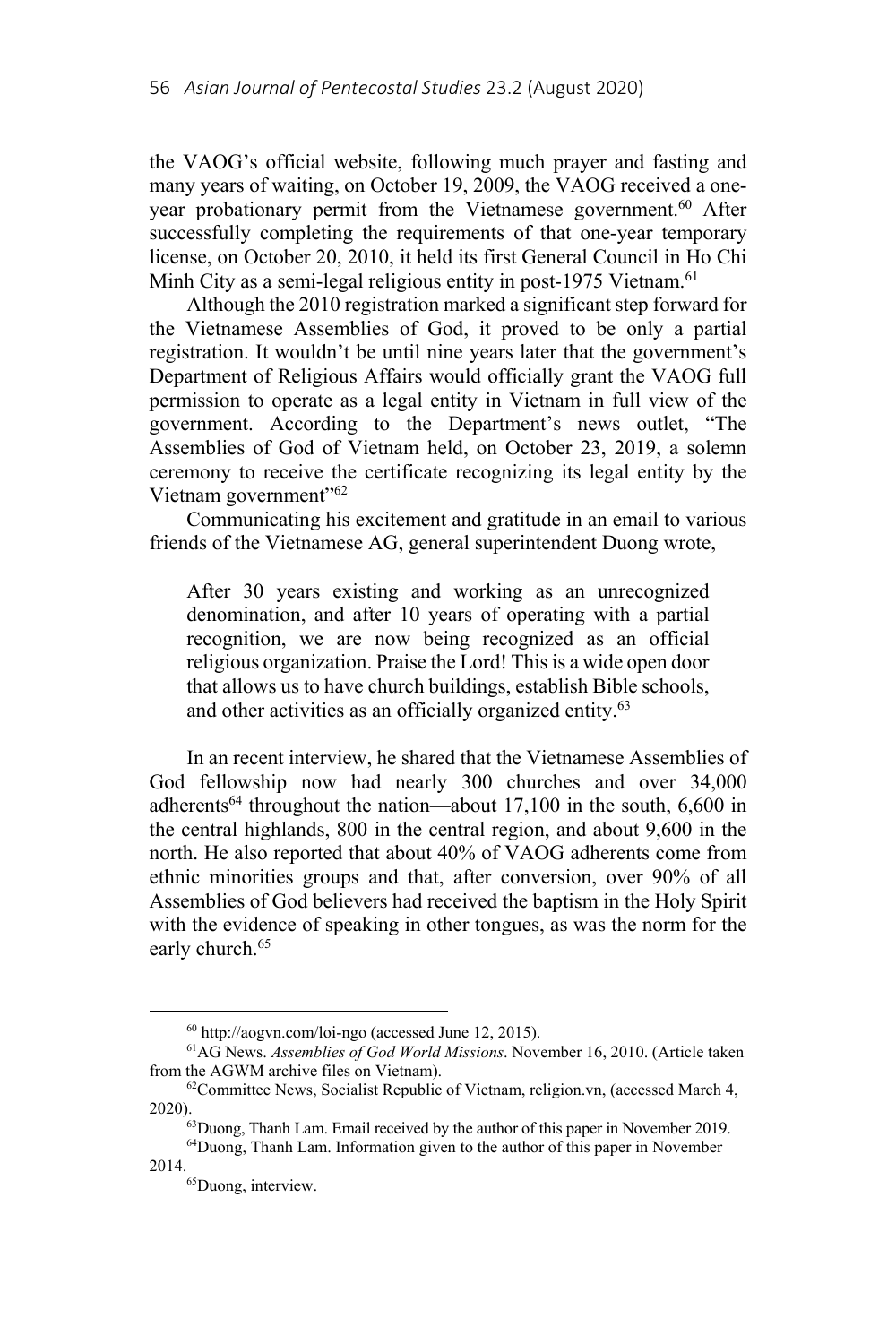the VAOG's official website, following much prayer and fasting and many years of waiting, on October 19, 2009, the VAOG received a one-year probationary permit from the Vietnamese government.[60] After successfully completing the requirements of that one-year temporary license, on October 20, 2010, it held its first General Council in Ho Chi Minh City as a semi-legal religious entity in post-1975 Vietnam.[61]

Although the 2010 registration marked a significant step forward for the Vietnamese Assemblies of God, it proved to be only a partial registration. It wouldn't be until nine years later that the government's Department of Religious Affairs would officially grant the VAOG full permission to operate as a legal entity in Vietnam in full view of the government. According to the Department's news outlet, "The Assemblies of God of Vietnam held, on October 23, 2019, a solemn ceremony to receive the certificate recognizing its legal entity by the Vietnam government"[62]

Communicating his excitement and gratitude in an email to various friends of the Vietnamese AG, general superintendent Duong wrote,

> After 30 years existing and working as an unrecognized denomination, and after 10 years of operating with a partial recognition, we are now being recognized as an official religious organization. Praise the Lord! This is a wide open door that allows us to have church buildings, establish Bible schools, and other activities as an officially organized entity.[63]

In an recent interview, he shared that the Vietnamese Assemblies of God fellowship now had nearly 300 churches and over 34,000 adherents[64] throughout the nation—about 17,100 in the south, 6,600 in the central highlands, 800 in the central region, and about 9,600 in the north. He also reported that about 40% of VAOG adherents come from ethnic minorities groups and that, after conversion, over 90% of all Assemblies of God believers had received the baptism in the Holy Spirit with the evidence of speaking in other tongues, as was the norm for the early church.[65]

---

[60] http://aogvn.com/loi-ngo (accessed June 12, 2015).

[61] AG News. *Assemblies of God World Missions*. November 16, 2010. (Article taken from the AGWM archive files on Vietnam).

[62] Committee News, Socialist Republic of Vietnam, religion.vn, (accessed March 4, 2020).

[63] Duong, Thanh Lam. Email received by the author of this paper in November 2019.

[64] Duong, Thanh Lam. Information given to the author of this paper in November 2014.

[65] Duong, interview.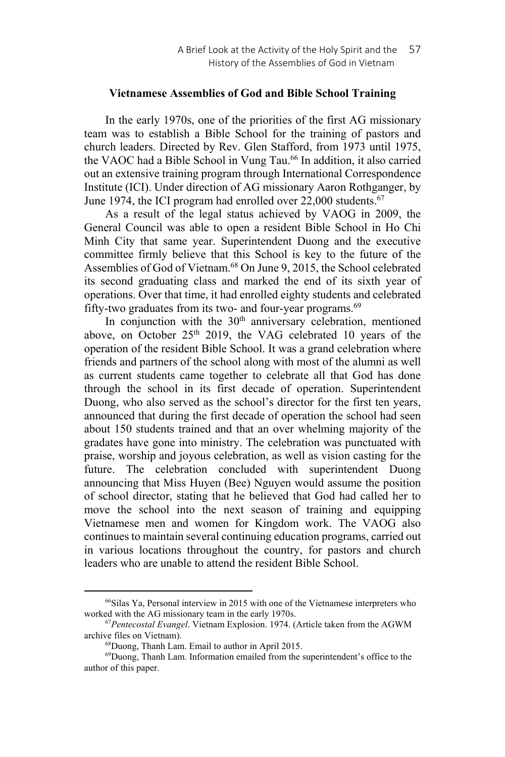### Vietnamese Assemblies of God and Bible School Training

In the early 1970s, one of the priorities of the first AG missionary team was to establish a Bible School for the training of pastors and church leaders. Directed by Rev. Glen Stafford, from 1973 until 1975, the VAOC had a Bible School in Vung Tau.[66] In addition, it also carried out an extensive training program through International Correspondence Institute (ICI). Under direction of AG missionary Aaron Rothganger, by June 1974, the ICI program had enrolled over 22,000 students.[67]

As a result of the legal status achieved by VAOG in 2009, the General Council was able to open a resident Bible School in Ho Chi Minh City that same year. Superintendent Duong and the executive committee firmly believe that this School is key to the future of the Assemblies of God of Vietnam.[68] On June 9, 2015, the School celebrated its second graduating class and marked the end of its sixth year of operations. Over that time, it had enrolled eighty students and celebrated fifty-two graduates from its two- and four-year programs.[69]

In conjunction with the 30th anniversary celebration, mentioned above, on October 25th 2019, the VAG celebrated 10 years of the operation of the resident Bible School. It was a grand celebration where friends and partners of the school along with most of the alumni as well as current students came together to celebrate all that God has done through the school in its first decade of operation. Superintendent Duong, who also served as the school's director for the first ten years, announced that during the first decade of operation the school had seen about 150 students trained and that an over whelming majority of the gradates have gone into ministry. The celebration was punctuated with praise, worship and joyous celebration, as well as vision casting for the future. The celebration concluded with superintendent Duong announcing that Miss Huyen (Bee) Nguyen would assume the position of school director, stating that he believed that God had called her to move the school into the next season of training and equipping Vietnamese men and women for Kingdom work. The VAOG also continues to maintain several continuing education programs, carried out in various locations throughout the country, for pastors and church leaders who are unable to attend the resident Bible School.

---

[66] Silas Ya, Personal interview in 2015 with one of the Vietnamese interpreters who worked with the AG missionary team in the early 1970s.

[67] *Pentecostal Evangel*. Vietnam Explosion. 1974. (Article taken from the AGWM archive files on Vietnam).

[68] Duong, Thanh Lam. Email to author in April 2015.

[69] Duong, Thanh Lam. Information emailed from the superintendent's office to the author of this paper.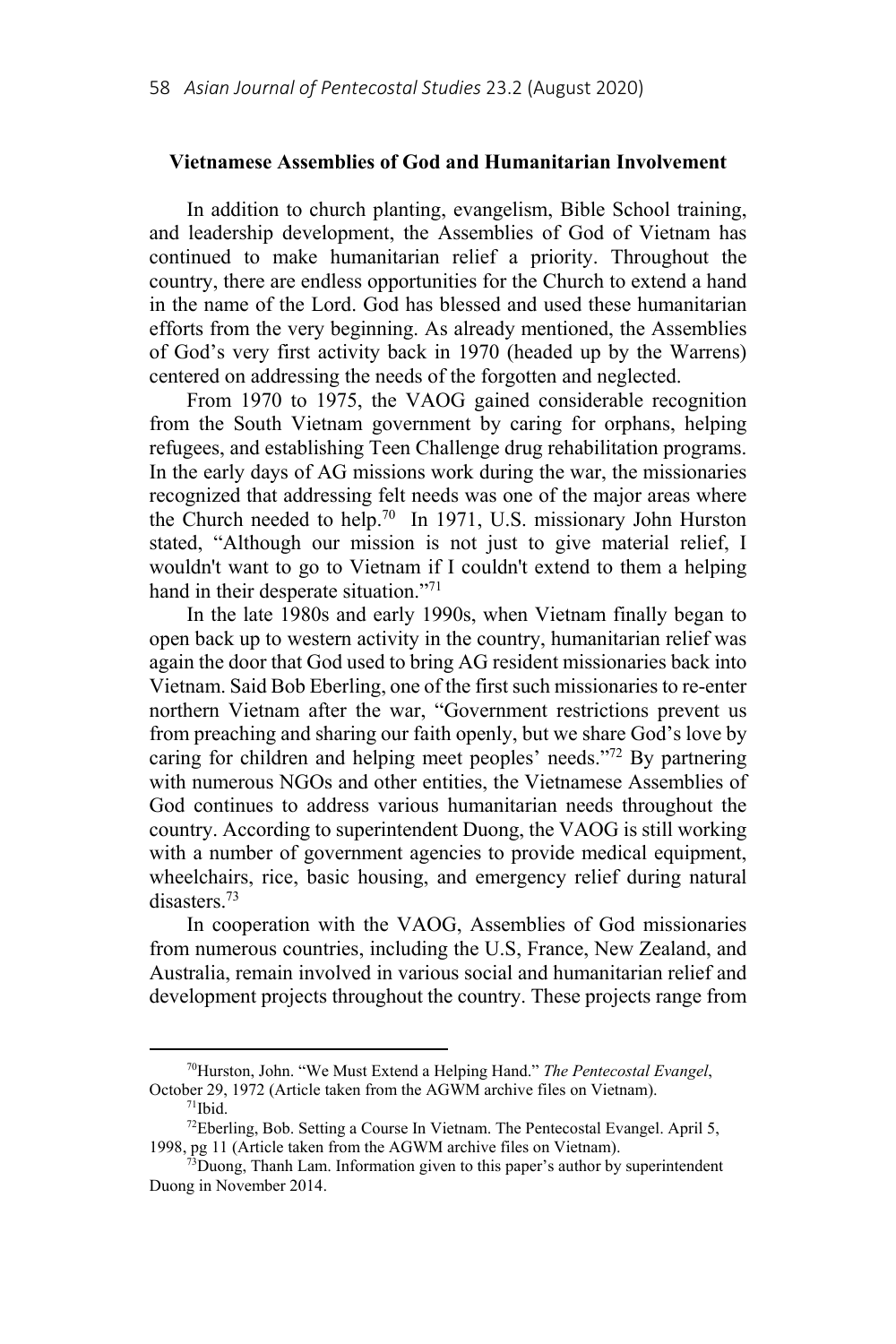### Vietnamese Assemblies of God and Humanitarian Involvement

In addition to church planting, evangelism, Bible School training, and leadership development, the Assemblies of God of Vietnam has continued to make humanitarian relief a priority. Throughout the country, there are endless opportunities for the Church to extend a hand in the name of the Lord. God has blessed and used these humanitarian efforts from the very beginning. As already mentioned, the Assemblies of God's very first activity back in 1970 (headed up by the Warrens) centered on addressing the needs of the forgotten and neglected.

From 1970 to 1975, the VAOG gained considerable recognition from the South Vietnam government by caring for orphans, helping refugees, and establishing Teen Challenge drug rehabilitation programs. In the early days of AG missions work during the war, the missionaries recognized that addressing felt needs was one of the major areas where the Church needed to help.[70] In 1971, U.S. missionary John Hurston stated, "Although our mission is not just to give material relief, I wouldn't want to go to Vietnam if I couldn't extend to them a helping hand in their desperate situation."[71]

In the late 1980s and early 1990s, when Vietnam finally began to open back up to western activity in the country, humanitarian relief was again the door that God used to bring AG resident missionaries back into Vietnam. Said Bob Eberling, one of the first such missionaries to re-enter northern Vietnam after the war, "Government restrictions prevent us from preaching and sharing our faith openly, but we share God's love by caring for children and helping meet peoples' needs."[72] By partnering with numerous NGOs and other entities, the Vietnamese Assemblies of God continues to address various humanitarian needs throughout the country. According to superintendent Duong, the VAOG is still working with a number of government agencies to provide medical equipment, wheelchairs, rice, basic housing, and emergency relief during natural disasters.[73]

In cooperation with the VAOG, Assemblies of God missionaries from numerous countries, including the U.S, France, New Zealand, and Australia, remain involved in various social and humanitarian relief and development projects throughout the country. These projects range from

---

[70] Hurston, John. "We Must Extend a Helping Hand." *The Pentecostal Evangel*, October 29, 1972 (Article taken from the AGWM archive files on Vietnam).

[71] Ibid.

[72] Eberling, Bob. Setting a Course In Vietnam. The Pentecostal Evangel. April 5, 1998, pg 11 (Article taken from the AGWM archive files on Vietnam).

[73] Duong, Thanh Lam. Information given to this paper's author by superintendent Duong in November 2014.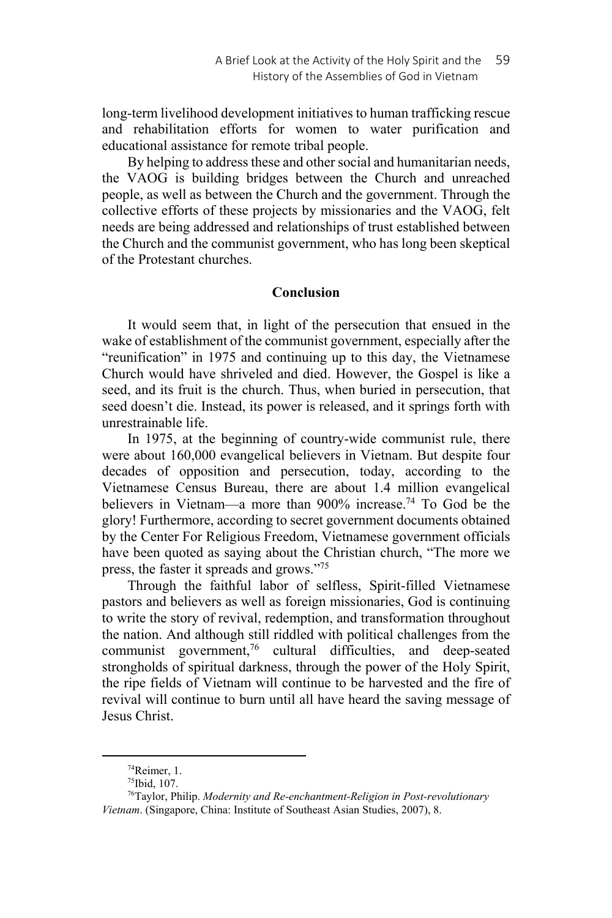long-term livelihood development initiatives to human trafficking rescue and rehabilitation efforts for women to water purification and educational assistance for remote tribal people.

By helping to address these and other social and humanitarian needs, the VAOG is building bridges between the Church and unreached people, as well as between the Church and the government. Through the collective efforts of these projects by missionaries and the VAOG, felt needs are being addressed and relationships of trust established between the Church and the communist government, who has long been skeptical of the Protestant churches.

## Conclusion

It would seem that, in light of the persecution that ensued in the wake of establishment of the communist government, especially after the "reunification" in 1975 and continuing up to this day, the Vietnamese Church would have shriveled and died. However, the Gospel is like a seed, and its fruit is the church. Thus, when buried in persecution, that seed doesn't die. Instead, its power is released, and it springs forth with unrestrainable life.

In 1975, at the beginning of country-wide communist rule, there were about 160,000 evangelical believers in Vietnam. But despite four decades of opposition and persecution, today, according to the Vietnamese Census Bureau, there are about 1.4 million evangelical believers in Vietnam—a more than 900% increase.[74] To God be the glory! Furthermore, according to secret government documents obtained by the Center For Religious Freedom, Vietnamese government officials have been quoted as saying about the Christian church, "The more we press, the faster it spreads and grows."[75]

Through the faithful labor of selfless, Spirit-filled Vietnamese pastors and believers as well as foreign missionaries, God is continuing to write the story of revival, redemption, and transformation throughout the nation. And although still riddled with political challenges from the communist government,[76] cultural difficulties, and deep-seated strongholds of spiritual darkness, through the power of the Holy Spirit, the ripe fields of Vietnam will continue to be harvested and the fire of revival will continue to burn until all have heard the saving message of Jesus Christ.

---

[74] Reimer, 1.

[75] Ibid, 107.

[76] Taylor, Philip. *Modernity and Re-enchantment-Religion in Post-revolutionary Vietnam*. (Singapore, China: Institute of Southeast Asian Studies, 2007), 8.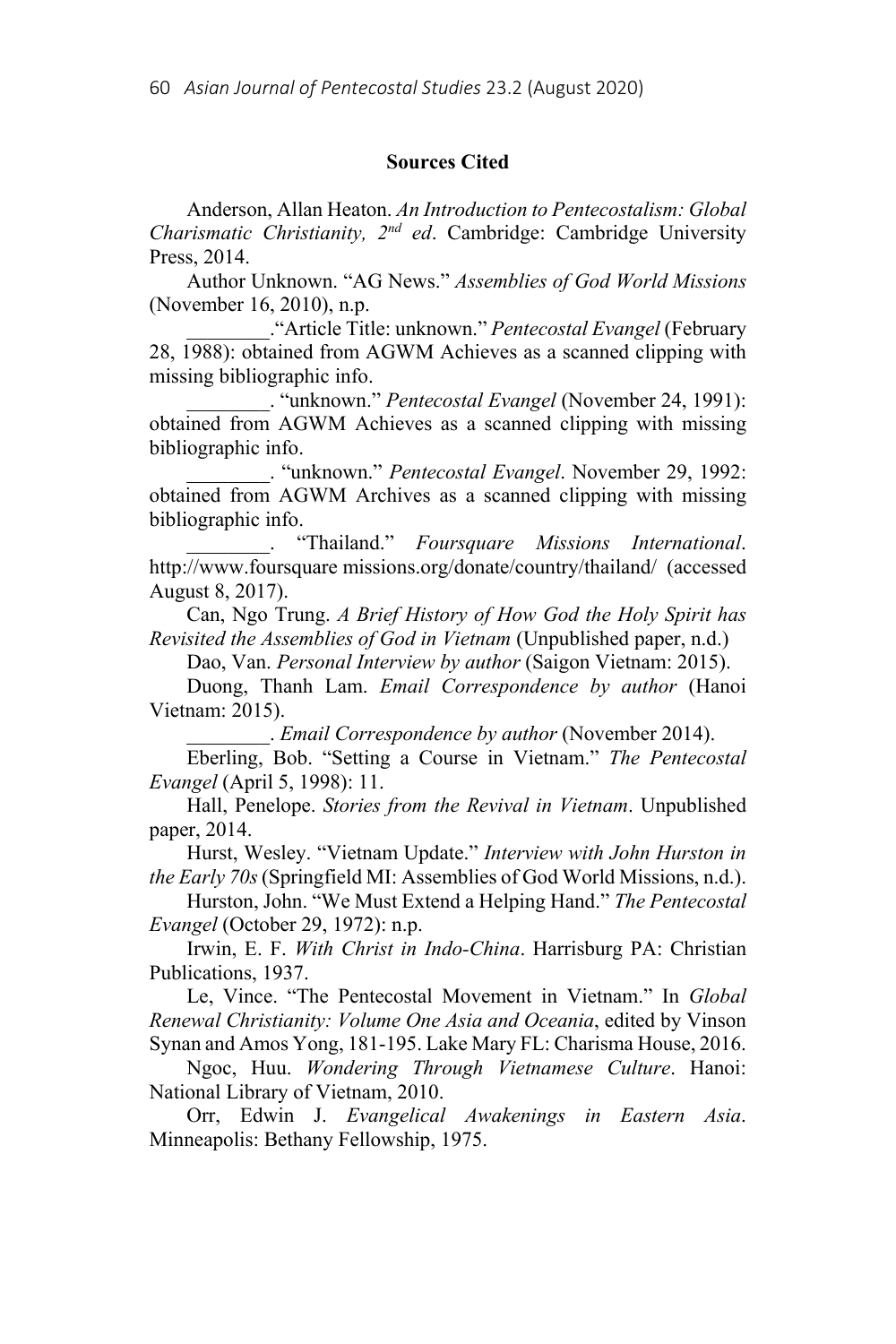**Sources Cited**

Anderson, Allan Heaton. *An Introduction to Pentecostalism: Global Charismatic Christianity, 2nd ed*. Cambridge: Cambridge University Press, 2014.

Author Unknown. "AG News." *Assemblies of God World Missions* (November 16, 2010), n.p.

________."Article Title: unknown." *Pentecostal Evangel* (February 28, 1988): obtained from AGWM Achieves as a scanned clipping with missing bibliographic info.

________. "unknown." *Pentecostal Evangel* (November 24, 1991): obtained from AGWM Achieves as a scanned clipping with missing bibliographic info.

________. "unknown." *Pentecostal Evangel*. November 29, 1992: obtained from AGWM Archives as a scanned clipping with missing bibliographic info.

________. "Thailand." *Foursquare Missions International*. http://www.foursquare missions.org/donate/country/thailand/ (accessed August 8, 2017).

Can, Ngo Trung. *A Brief History of How God the Holy Spirit has Revisited the Assemblies of God in Vietnam* (Unpublished paper, n.d.)

Dao, Van. *Personal Interview by author* (Saigon Vietnam: 2015).

Duong, Thanh Lam. *Email Correspondence by author* (Hanoi Vietnam: 2015).

________. *Email Correspondence by author* (November 2014).

Eberling, Bob. "Setting a Course in Vietnam." *The Pentecostal Evangel* (April 5, 1998): 11.

Hall, Penelope. *Stories from the Revival in Vietnam*. Unpublished paper, 2014.

Hurst, Wesley. "Vietnam Update." *Interview with John Hurston in the Early 70s* (Springfield MI: Assemblies of God World Missions, n.d.).

Hurston, John. "We Must Extend a Helping Hand." *The Pentecostal Evangel* (October 29, 1972): n.p.

Irwin, E. F. *With Christ in Indo-China*. Harrisburg PA: Christian Publications, 1937.

Le, Vince. "The Pentecostal Movement in Vietnam." In *Global Renewal Christianity: Volume One Asia and Oceania*, edited by Vinson Synan and Amos Yong, 181-195. Lake Mary FL: Charisma House, 2016.

Ngoc, Huu. *Wondering Through Vietnamese Culture*. Hanoi: National Library of Vietnam, 2010.

Orr, Edwin J. *Evangelical Awakenings in Eastern Asia*. Minneapolis: Bethany Fellowship, 1975.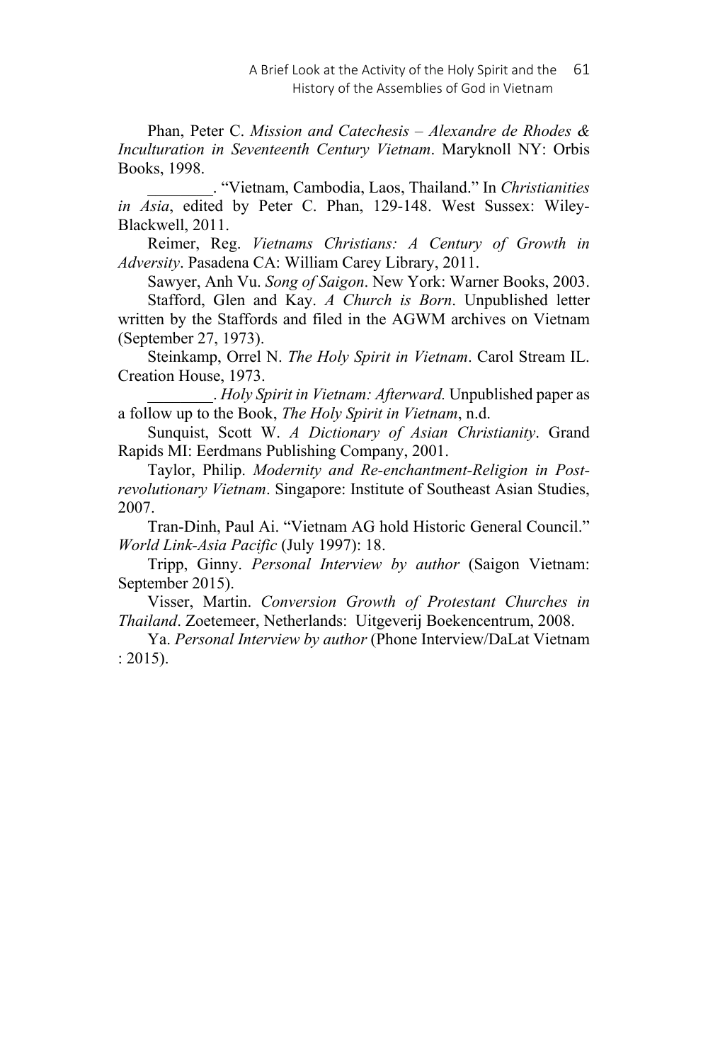Phan, Peter C. *Mission and Catechesis – Alexandre de Rhodes & Inculturation in Seventeenth Century Vietnam*. Maryknoll NY: Orbis Books, 1998.

________. "Vietnam, Cambodia, Laos, Thailand." In *Christianities in Asia*, edited by Peter C. Phan, 129-148. West Sussex: Wiley-Blackwell, 2011.

Reimer, Reg. *Vietnams Christians: A Century of Growth in Adversity*. Pasadena CA: William Carey Library, 2011.

Sawyer, Anh Vu. *Song of Saigon*. New York: Warner Books, 2003.

Stafford, Glen and Kay. *A Church is Born*. Unpublished letter written by the Staffords and filed in the AGWM archives on Vietnam (September 27, 1973).

Steinkamp, Orrel N. *The Holy Spirit in Vietnam*. Carol Stream IL. Creation House, 1973.

________. *Holy Spirit in Vietnam: Afterward.* Unpublished paper as a follow up to the Book, *The Holy Spirit in Vietnam*, n.d.

Sunquist, Scott W. *A Dictionary of Asian Christianity*. Grand Rapids MI: Eerdmans Publishing Company, 2001.

Taylor, Philip. *Modernity and Re-enchantment-Religion in Post-revolutionary Vietnam*. Singapore: Institute of Southeast Asian Studies, 2007.

Tran-Dinh, Paul Ai. "Vietnam AG hold Historic General Council." *World Link-Asia Pacific* (July 1997): 18.

Tripp, Ginny. *Personal Interview by author* (Saigon Vietnam: September 2015).

Visser, Martin. *Conversion Growth of Protestant Churches in Thailand*. Zoetemeer, Netherlands: Uitgeverij Boekencentrum, 2008.

Ya. *Personal Interview by author* (Phone Interview/DaLat Vietnam : 2015).